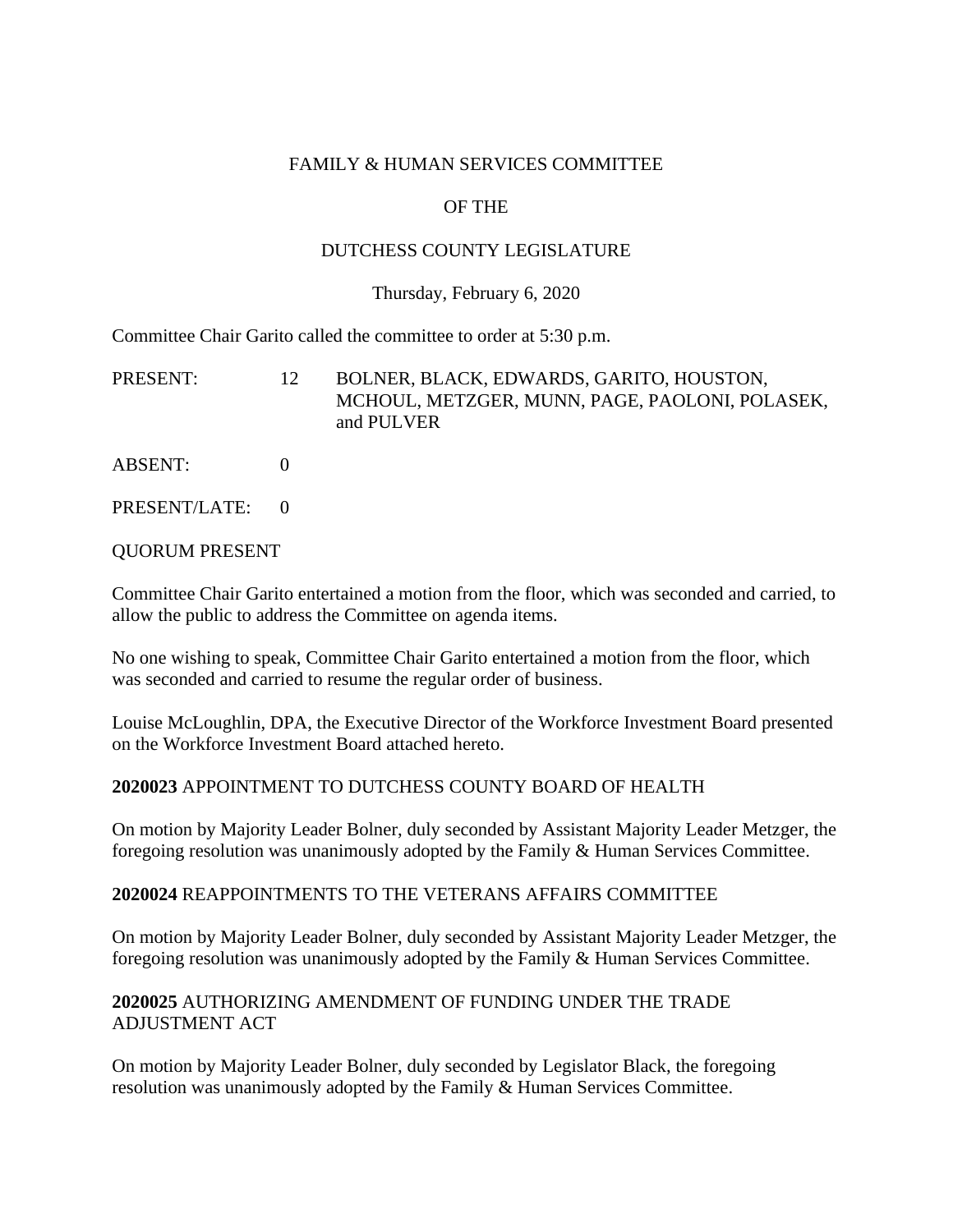# FAMILY & HUMAN SERVICES COMMITTEE

## OF THE

## DUTCHESS COUNTY LEGISLATURE

Thursday, February 6, 2020

Committee Chair Garito called the committee to order at 5:30 p.m.

PRESENT: 12 BOLNER, BLACK, EDWARDS, GARITO, HOUSTON, MCHOUL, METZGER, MUNN, PAGE, PAOLONI, POLASEK, and PULVER

ABSENT: 0

PRESENT/LATE: 0

QUORUM PRESENT

Committee Chair Garito entertained a motion from the floor, which was seconded and carried, to allow the public to address the Committee on agenda items.

No one wishing to speak, Committee Chair Garito entertained a motion from the floor, which was seconded and carried to resume the regular order of business.

Louise McLoughlin, DPA, the Executive Director of the Workforce Investment Board presented on the Workforce Investment Board attached hereto.

**2020023** APPOINTMENT TO DUTCHESS COUNTY BOARD OF HEALTH

On motion by Majority Leader Bolner, duly seconded by Assistant Majority Leader Metzger, the foregoing resolution was unanimously adopted by the Family & Human Services Committee.

**2020024** REAPPOINTMENTS TO THE VETERANS AFFAIRS COMMITTEE

On motion by Majority Leader Bolner, duly seconded by Assistant Majority Leader Metzger, the foregoing resolution was unanimously adopted by the Family & Human Services Committee.

**2020025** AUTHORIZING AMENDMENT OF FUNDING UNDER THE TRADE ADJUSTMENT ACT

On motion by Majority Leader Bolner, duly seconded by Legislator Black, the foregoing resolution was unanimously adopted by the Family & Human Services Committee.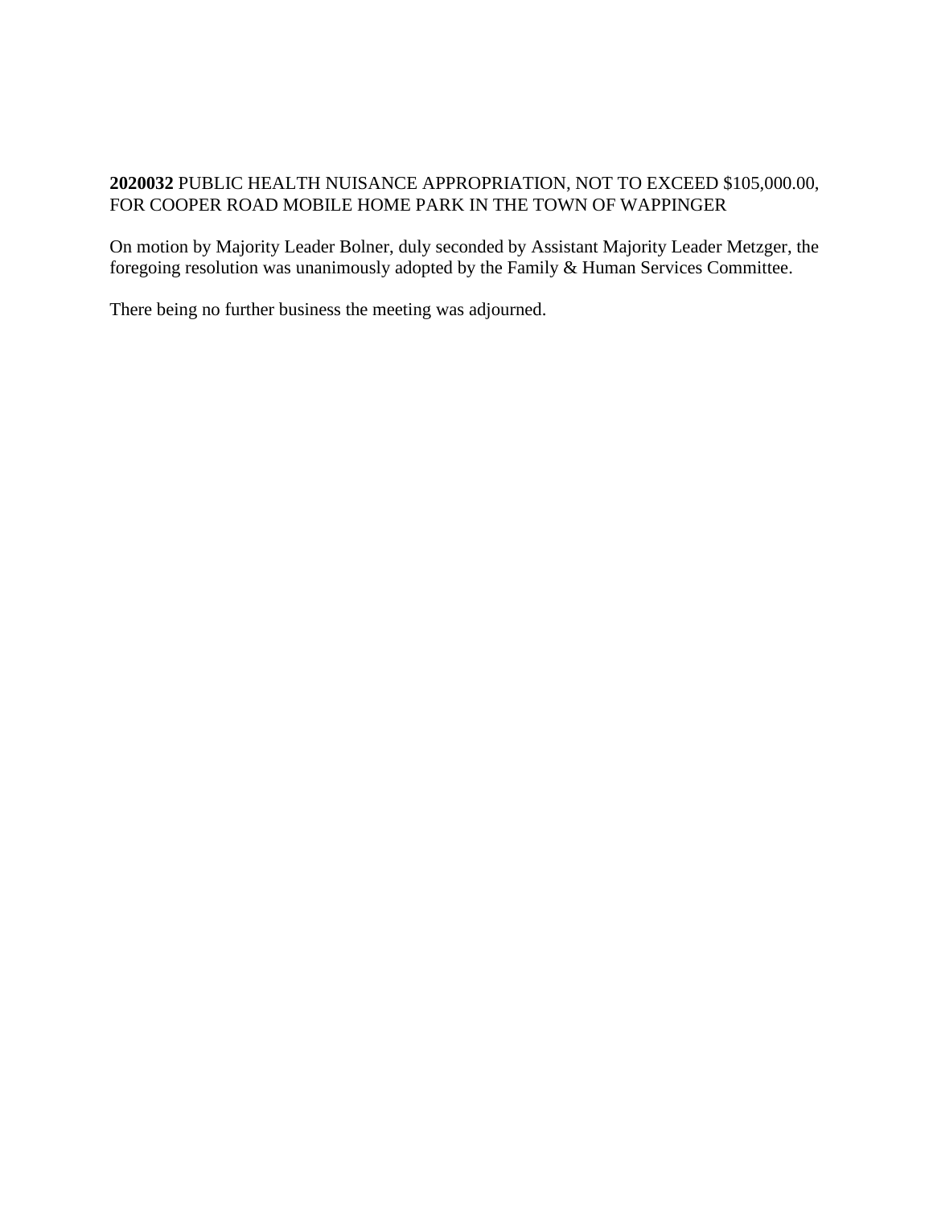**2020032** PUBLIC HEALTH NUISANCE APPROPRIATION, NOT TO EXCEED $105,000.00, FOR COOPER ROAD MOBILE HOME PARK IN THE TOWN OF WAPPINGER

On motion by Majority Leader Bolner, duly seconded by Assistant Majority Leader Metzger, the foregoing resolution was unanimously adopted by the Family & Human Services Committee.

There being no further business the meeting was adjourned.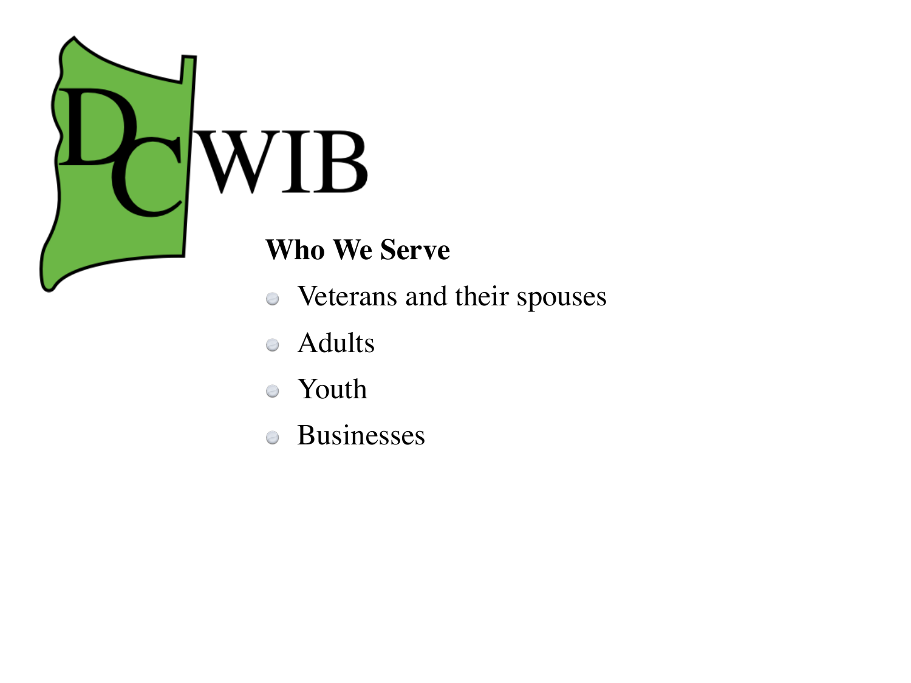DCWIB

**Who We Serve**

- Veterans and their spouses
- Adults
- Youth
- Businesses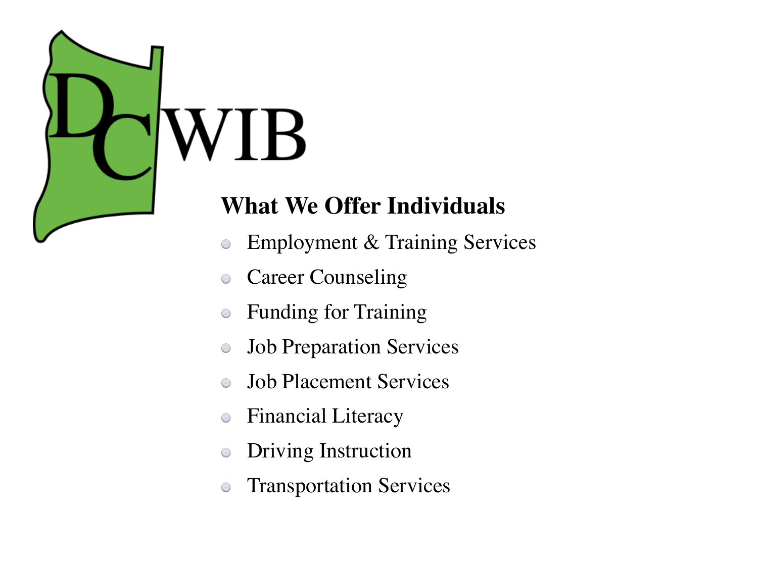DCWIB

## What We Offer Individuals

- Employment & Training Services
- Career Counseling
- Funding for Training
- Job Preparation Services
- Job Placement Services
- Financial Literacy
- Driving Instruction
- Transportation Services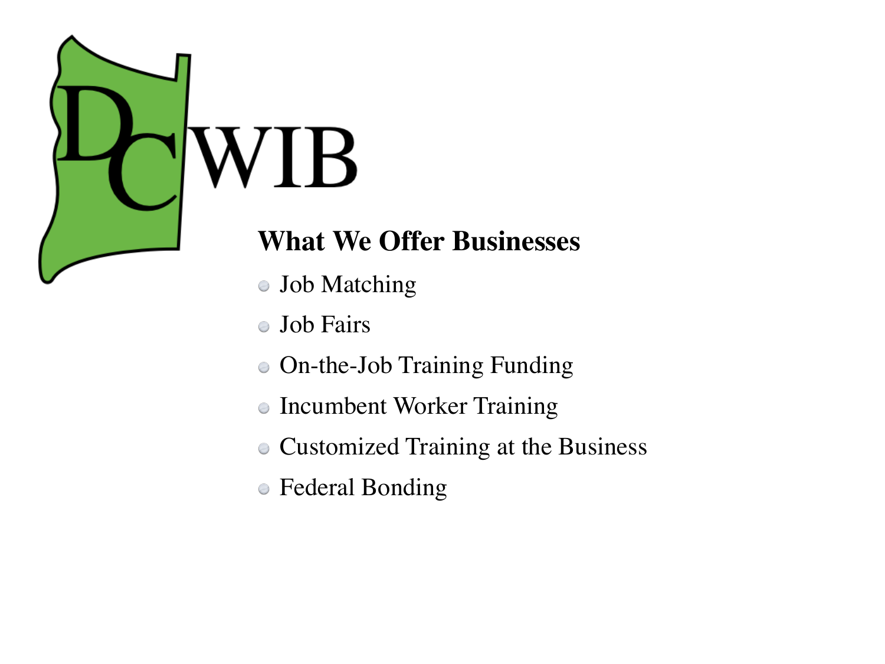DCWIB

## What We Offer Businesses

- Job Matching
- Job Fairs
- On-the-Job Training Funding
- Incumbent Worker Training
- Customized Training at the Business
- Federal Bonding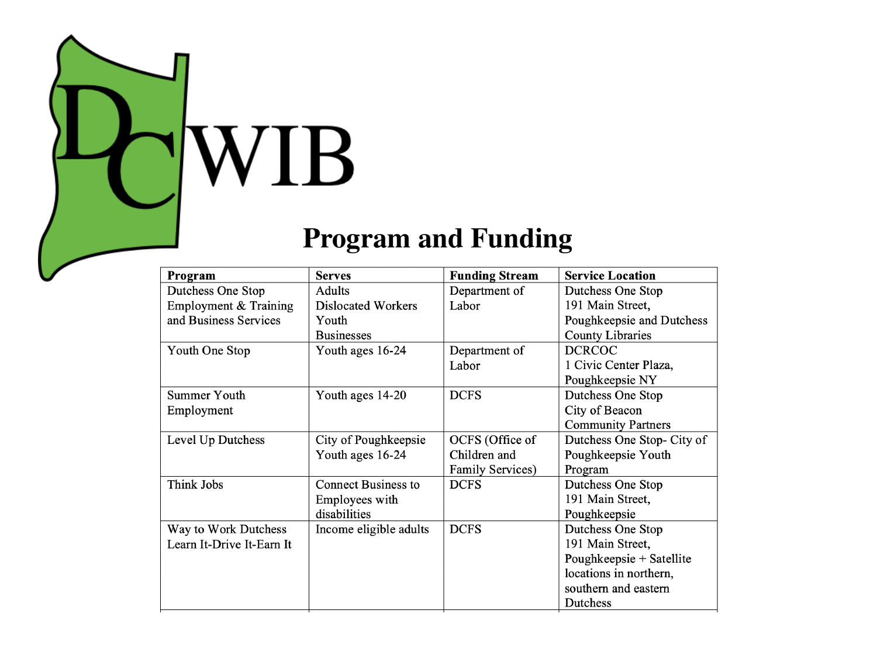DCWIB

# Program and Funding

| Program | Serves | Funding Stream | Service Location |
|---|---|---|---|
| Dutchess One Stop Employment & Training and Business Services | Adults<br>Dislocated Workers<br>Youth<br>Businesses | Department of Labor | Dutchess One Stop<br>191 Main Street, Poughkeepsie and Dutchess County Libraries |
| Youth One Stop | Youth ages 16-24 | Department of Labor | DCRCOC<br>1 Civic Center Plaza, Poughkeepsie NY |
| Summer Youth Employment | Youth ages 14-20 | DCFS | Dutchess One Stop<br>City of Beacon<br>Community Partners |
| Level Up Dutchess | City of Poughkeepsie Youth ages 16-24 | OCFS (Office of Children and Family Services) | Dutchess One Stop- City of Poughkeepsie Youth Program |
| Think Jobs | Connect Business to Employees with disabilities | DCFS | Dutchess One Stop<br>191 Main Street, Poughkeepsie |
| Way to Work Dutchess Learn It-Drive It-Earn It | Income eligible adults | DCFS | Dutchess One Stop<br>191 Main Street, Poughkeepsie + Satellite locations in northern, southern and eastern Dutchess |